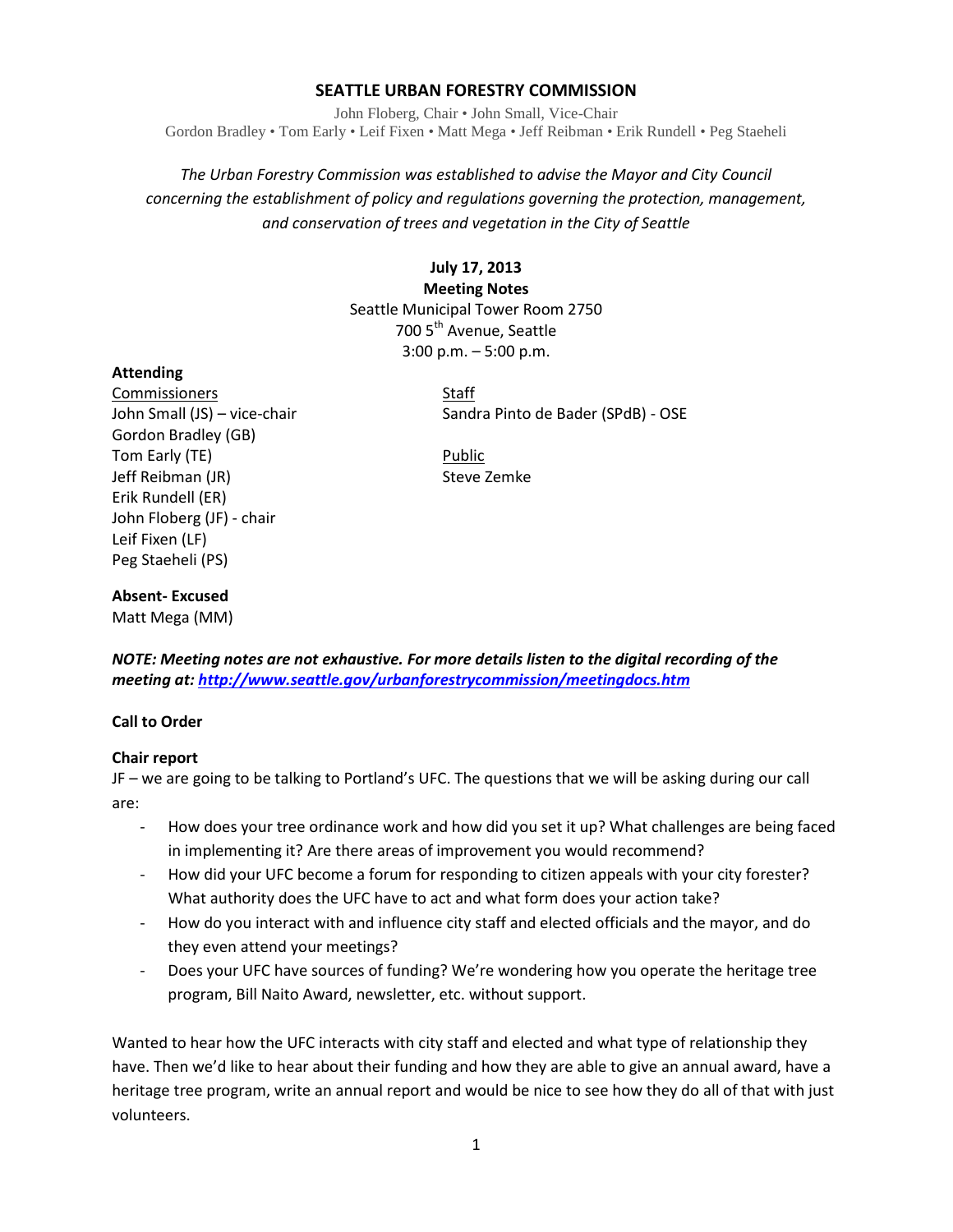# SEATTLE URBAN FORESTRY COMMISSION

John Floberg, Chair • John Small, Vice-Chair
Gordon Bradley • Tom Early • Leif Fixen • Matt Mega • Jeff Reibman • Erik Rundell • Peg Staeheli

*The Urban Forestry Commission was established to advise the Mayor and City Council concerning the establishment of policy and regulations governing the protection, management, and conservation of trees and vegetation in the City of Seattle*

**July 17, 2013**
**Meeting Notes**
Seattle Municipal Tower Room 2750
700 5th Avenue, Seattle
3:00 p.m. – 5:00 p.m.

**Attending**

Commissioners
John Small (JS) – vice-chair
Gordon Bradley (GB)
Tom Early (TE)
Jeff Reibman (JR)
Erik Rundell (ER)
John Floberg (JF) - chair
Leif Fixen (LF)
Peg Staeheli (PS)

Staff
Sandra Pinto de Bader (SPdB) - OSE

Public
Steve Zemke

**Absent- Excused**
Matt Mega (MM)

***NOTE: Meeting notes are not exhaustive. For more details listen to the digital recording of the meeting at: [http://www.seattle.gov/urbanforestrycommission/meetingdocs.htm](http://www.seattle.gov/urbanforestrycommission/meetingdocs.htm)***

**Call to Order**

**Chair report**

JF – we are going to be talking to Portland's UFC. The questions that we will be asking during our call are:

- How does your tree ordinance work and how did you set it up? What challenges are being faced in implementing it? Are there areas of improvement you would recommend?
- How did your UFC become a forum for responding to citizen appeals with your city forester? What authority does the UFC have to act and what form does your action take?
- How do you interact with and influence city staff and elected officials and the mayor, and do they even attend your meetings?
- Does your UFC have sources of funding? We're wondering how you operate the heritage tree program, Bill Naito Award, newsletter, etc. without support.

Wanted to hear how the UFC interacts with city staff and elected and what type of relationship they have. Then we'd like to hear about their funding and how they are able to give an annual award, have a heritage tree program, write an annual report and would be nice to see how they do all of that with just volunteers.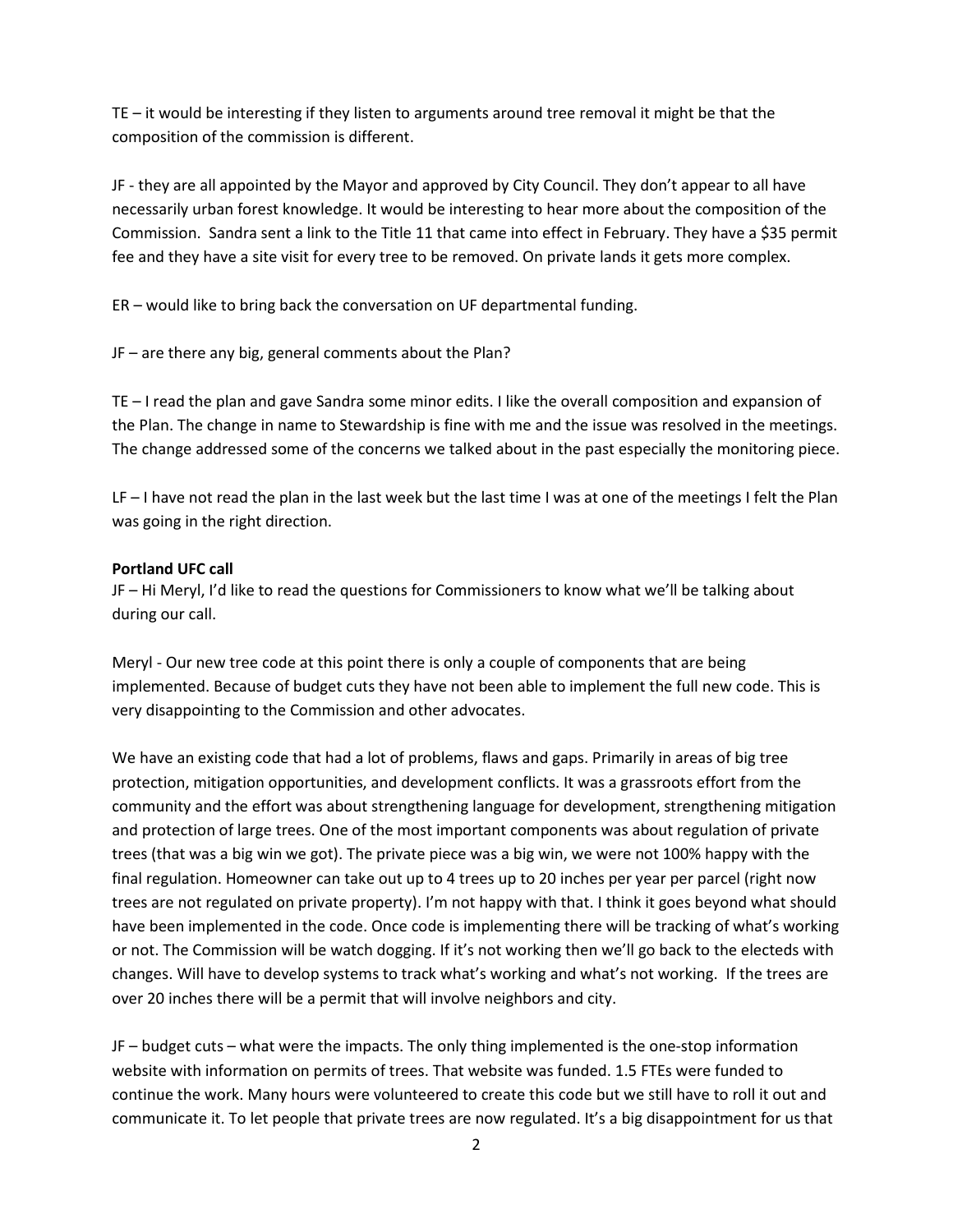TE – it would be interesting if they listen to arguments around tree removal it might be that the composition of the commission is different.

JF - they are all appointed by the Mayor and approved by City Council. They don't appear to all have necessarily urban forest knowledge. It would be interesting to hear more about the composition of the Commission. Sandra sent a link to the Title 11 that came into effect in February. They have a $35 permit fee and they have a site visit for every tree to be removed. On private lands it gets more complex.

ER – would like to bring back the conversation on UF departmental funding.

JF – are there any big, general comments about the Plan?

TE – I read the plan and gave Sandra some minor edits. I like the overall composition and expansion of the Plan. The change in name to Stewardship is fine with me and the issue was resolved in the meetings. The change addressed some of the concerns we talked about in the past especially the monitoring piece.

LF – I have not read the plan in the last week but the last time I was at one of the meetings I felt the Plan was going in the right direction.

**Portland UFC call**

JF – Hi Meryl, I'd like to read the questions for Commissioners to know what we'll be talking about during our call.

Meryl - Our new tree code at this point there is only a couple of components that are being implemented. Because of budget cuts they have not been able to implement the full new code. This is very disappointing to the Commission and other advocates.

We have an existing code that had a lot of problems, flaws and gaps. Primarily in areas of big tree protection, mitigation opportunities, and development conflicts. It was a grassroots effort from the community and the effort was about strengthening language for development, strengthening mitigation and protection of large trees. One of the most important components was about regulation of private trees (that was a big win we got). The private piece was a big win, we were not 100% happy with the final regulation. Homeowner can take out up to 4 trees up to 20 inches per year per parcel (right now trees are not regulated on private property). I'm not happy with that. I think it goes beyond what should have been implemented in the code. Once code is implementing there will be tracking of what's working or not. The Commission will be watch dogging. If it's not working then we'll go back to the electeds with changes. Will have to develop systems to track what's working and what's not working. If the trees are over 20 inches there will be a permit that will involve neighbors and city.

JF – budget cuts – what were the impacts. The only thing implemented is the one-stop information website with information on permits of trees. That website was funded. 1.5 FTEs were funded to continue the work. Many hours were volunteered to create this code but we still have to roll it out and communicate it. To let people that private trees are now regulated. It's a big disappointment for us that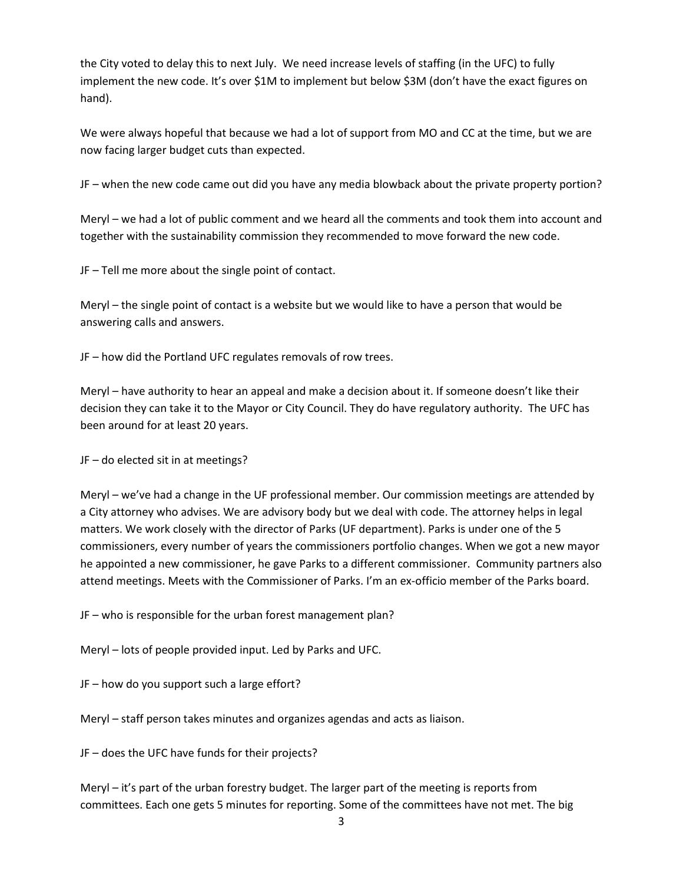the City voted to delay this to next July. We need increase levels of staffing (in the UFC) to fully implement the new code. It's over $1M to implement but below $3M (don't have the exact figures on hand).

We were always hopeful that because we had a lot of support from MO and CC at the time, but we are now facing larger budget cuts than expected.

JF – when the new code came out did you have any media blowback about the private property portion?

Meryl – we had a lot of public comment and we heard all the comments and took them into account and together with the sustainability commission they recommended to move forward the new code.

JF – Tell me more about the single point of contact.

Meryl – the single point of contact is a website but we would like to have a person that would be answering calls and answers.

JF – how did the Portland UFC regulates removals of row trees.

Meryl – have authority to hear an appeal and make a decision about it. If someone doesn't like their decision they can take it to the Mayor or City Council. They do have regulatory authority. The UFC has been around for at least 20 years.

JF – do elected sit in at meetings?

Meryl – we've had a change in the UF professional member. Our commission meetings are attended by a City attorney who advises. We are advisory body but we deal with code. The attorney helps in legal matters. We work closely with the director of Parks (UF department). Parks is under one of the 5 commissioners, every number of years the commissioners portfolio changes. When we got a new mayor he appointed a new commissioner, he gave Parks to a different commissioner. Community partners also attend meetings. Meets with the Commissioner of Parks. I'm an ex-officio member of the Parks board.

JF – who is responsible for the urban forest management plan?

Meryl – lots of people provided input. Led by Parks and UFC.

JF – how do you support such a large effort?

Meryl – staff person takes minutes and organizes agendas and acts as liaison.

JF – does the UFC have funds for their projects?

Meryl – it's part of the urban forestry budget. The larger part of the meeting is reports from committees. Each one gets 5 minutes for reporting. Some of the committees have not met. The big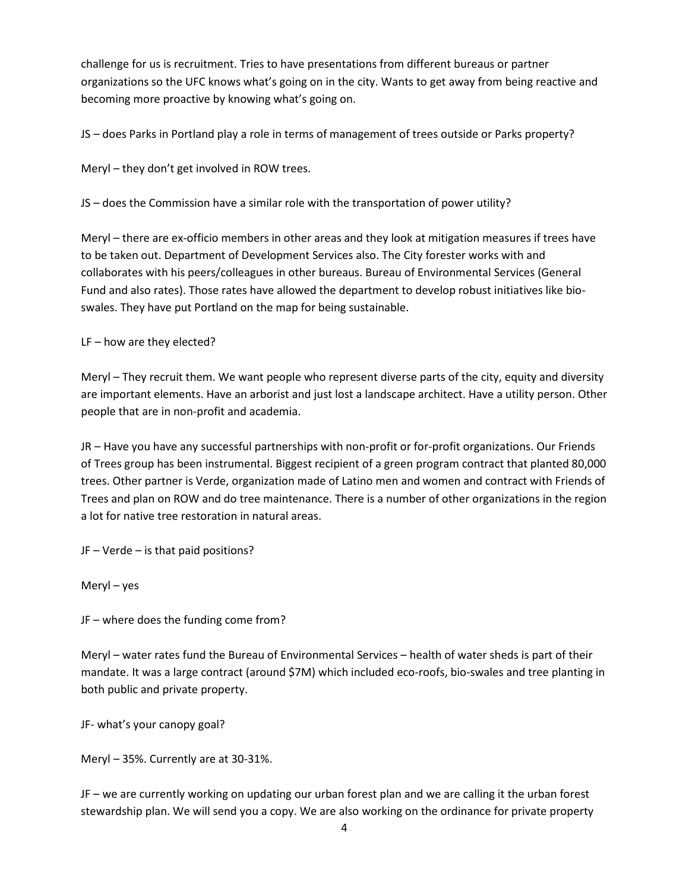challenge for us is recruitment. Tries to have presentations from different bureaus or partner organizations so the UFC knows what's going on in the city. Wants to get away from being reactive and becoming more proactive by knowing what's going on.

JS – does Parks in Portland play a role in terms of management of trees outside or Parks property?

Meryl – they don't get involved in ROW trees.

JS – does the Commission have a similar role with the transportation of power utility?

Meryl – there are ex-officio members in other areas and they look at mitigation measures if trees have to be taken out. Department of Development Services also. The City forester works with and collaborates with his peers/colleagues in other bureaus. Bureau of Environmental Services (General Fund and also rates). Those rates have allowed the department to develop robust initiatives like bio-swales. They have put Portland on the map for being sustainable.

LF – how are they elected?

Meryl – They recruit them. We want people who represent diverse parts of the city, equity and diversity are important elements. Have an arborist and just lost a landscape architect. Have a utility person. Other people that are in non-profit and academia.

JR – Have you have any successful partnerships with non-profit or for-profit organizations. Our Friends of Trees group has been instrumental. Biggest recipient of a green program contract that planted 80,000 trees. Other partner is Verde, organization made of Latino men and women and contract with Friends of Trees and plan on ROW and do tree maintenance. There is a number of other organizations in the region a lot for native tree restoration in natural areas.

JF – Verde – is that paid positions?

Meryl – yes

JF – where does the funding come from?

Meryl – water rates fund the Bureau of Environmental Services – health of water sheds is part of their mandate. It was a large contract (around $7M) which included eco-roofs, bio-swales and tree planting in both public and private property.

JF- what's your canopy goal?

Meryl – 35%. Currently are at 30-31%.

JF – we are currently working on updating our urban forest plan and we are calling it the urban forest stewardship plan. We will send you a copy. We are also working on the ordinance for private property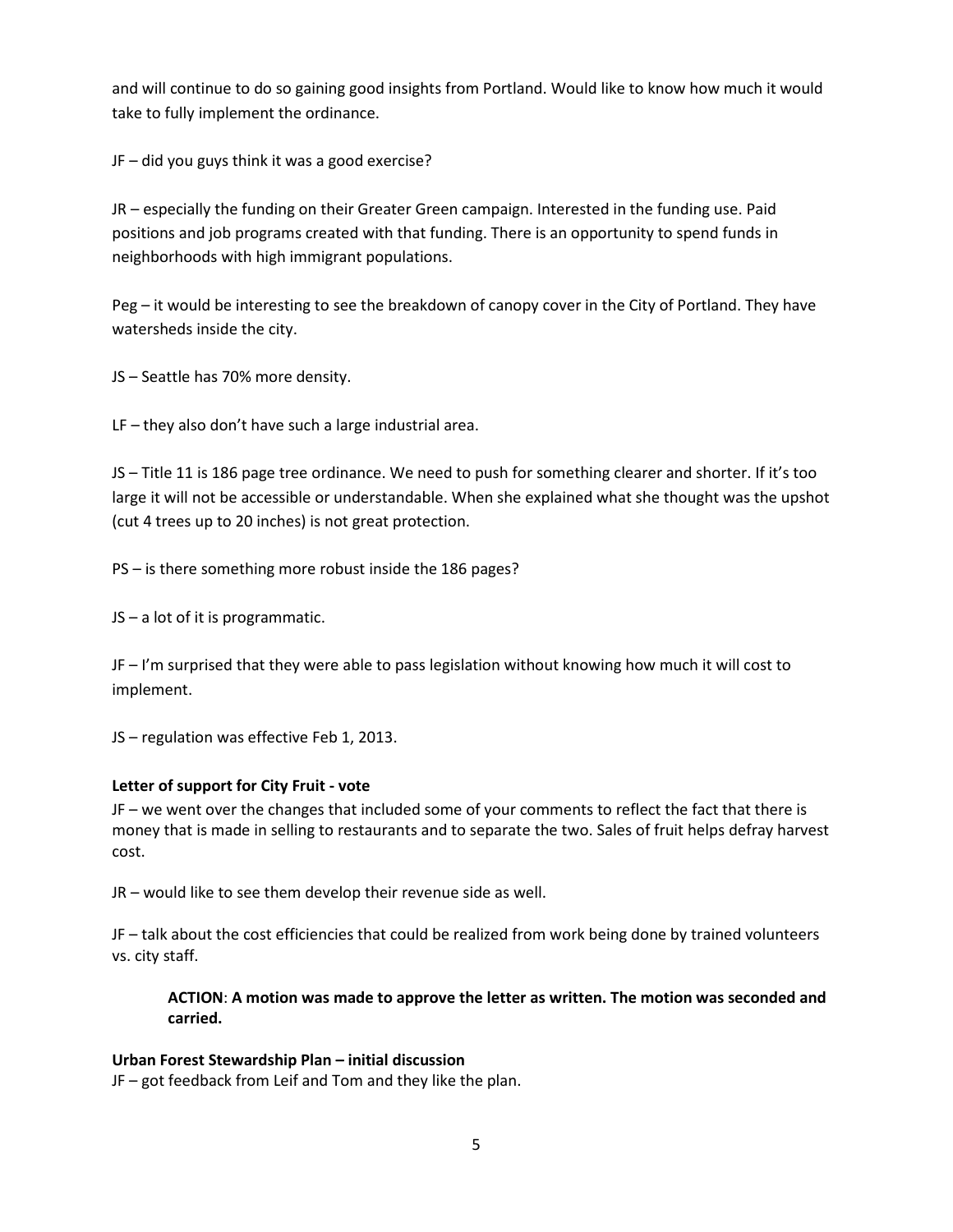and will continue to do so gaining good insights from Portland. Would like to know how much it would take to fully implement the ordinance.

JF – did you guys think it was a good exercise?

JR – especially the funding on their Greater Green campaign. Interested in the funding use. Paid positions and job programs created with that funding. There is an opportunity to spend funds in neighborhoods with high immigrant populations.

Peg – it would be interesting to see the breakdown of canopy cover in the City of Portland. They have watersheds inside the city.

JS – Seattle has 70% more density.

LF – they also don't have such a large industrial area.

JS – Title 11 is 186 page tree ordinance. We need to push for something clearer and shorter. If it's too large it will not be accessible or understandable. When she explained what she thought was the upshot (cut 4 trees up to 20 inches) is not great protection.

PS – is there something more robust inside the 186 pages?

JS – a lot of it is programmatic.

JF – I'm surprised that they were able to pass legislation without knowing how much it will cost to implement.

JS – regulation was effective Feb 1, 2013.

**Letter of support for City Fruit - vote**

JF – we went over the changes that included some of your comments to reflect the fact that there is money that is made in selling to restaurants and to separate the two. Sales of fruit helps defray harvest cost.

JR – would like to see them develop their revenue side as well.

JF – talk about the cost efficiencies that could be realized from work being done by trained volunteers vs. city staff.

> **ACTION**: **A motion was made to approve the letter as written. The motion was seconded and carried.**

**Urban Forest Stewardship Plan – initial discussion**

JF – got feedback from Leif and Tom and they like the plan.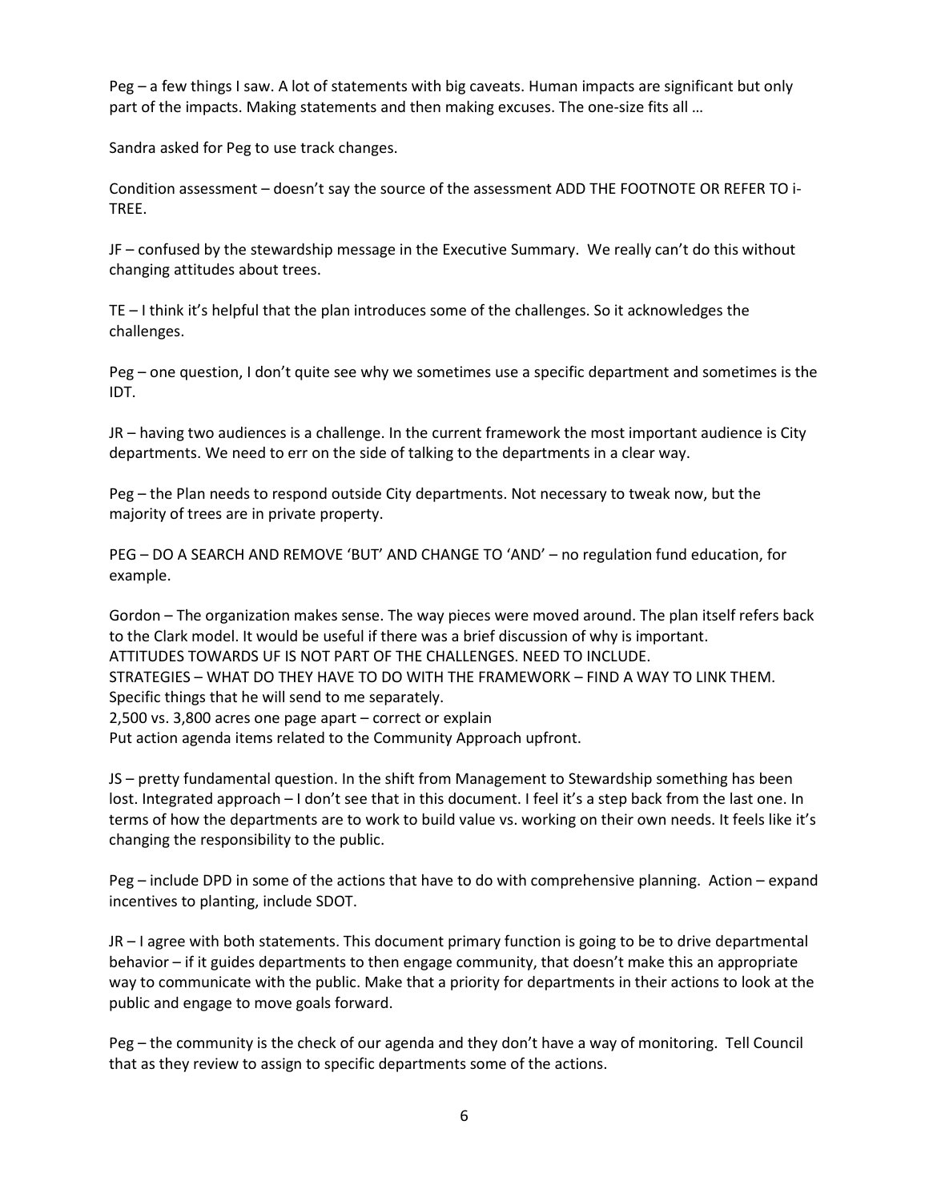Peg – a few things I saw. A lot of statements with big caveats. Human impacts are significant but only part of the impacts. Making statements and then making excuses. The one-size fits all …

Sandra asked for Peg to use track changes.

Condition assessment – doesn't say the source of the assessment ADD THE FOOTNOTE OR REFER TO i-TREE.

JF – confused by the stewardship message in the Executive Summary. We really can't do this without changing attitudes about trees.

TE – I think it's helpful that the plan introduces some of the challenges. So it acknowledges the challenges.

Peg – one question, I don't quite see why we sometimes use a specific department and sometimes is the IDT.

JR – having two audiences is a challenge. In the current framework the most important audience is City departments. We need to err on the side of talking to the departments in a clear way.

Peg – the Plan needs to respond outside City departments. Not necessary to tweak now, but the majority of trees are in private property.

PEG – DO A SEARCH AND REMOVE 'BUT' AND CHANGE TO 'AND' – no regulation fund education, for example.

Gordon – The organization makes sense. The way pieces were moved around. The plan itself refers back to the Clark model. It would be useful if there was a brief discussion of why is important.
ATTITUDES TOWARDS UF IS NOT PART OF THE CHALLENGES. NEED TO INCLUDE.
STRATEGIES – WHAT DO THEY HAVE TO DO WITH THE FRAMEWORK – FIND A WAY TO LINK THEM.
Specific things that he will send to me separately.
2,500 vs. 3,800 acres one page apart – correct or explain
Put action agenda items related to the Community Approach upfront.

JS – pretty fundamental question. In the shift from Management to Stewardship something has been lost. Integrated approach – I don't see that in this document. I feel it's a step back from the last one. In terms of how the departments are to work to build value vs. working on their own needs. It feels like it's changing the responsibility to the public.

Peg – include DPD in some of the actions that have to do with comprehensive planning. Action – expand incentives to planting, include SDOT.

JR – I agree with both statements. This document primary function is going to be to drive departmental behavior – if it guides departments to then engage community, that doesn't make this an appropriate way to communicate with the public. Make that a priority for departments in their actions to look at the public and engage to move goals forward.

Peg – the community is the check of our agenda and they don't have a way of monitoring. Tell Council that as they review to assign to specific departments some of the actions.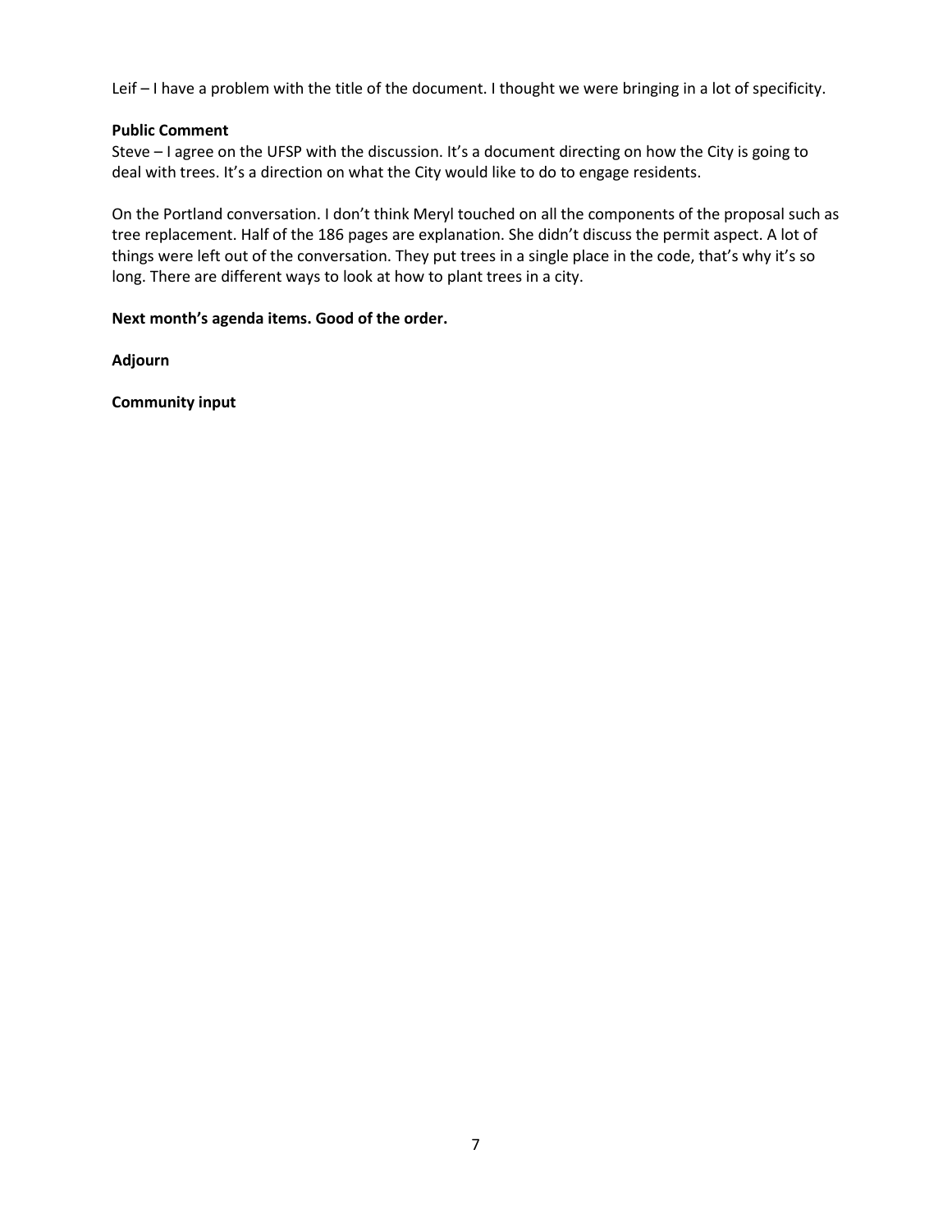Leif – I have a problem with the title of the document. I thought we were bringing in a lot of specificity.

**Public Comment**

Steve – I agree on the UFSP with the discussion. It's a document directing on how the City is going to deal with trees. It's a direction on what the City would like to do to engage residents.

On the Portland conversation. I don't think Meryl touched on all the components of the proposal such as tree replacement. Half of the 186 pages are explanation. She didn't discuss the permit aspect. A lot of things were left out of the conversation. They put trees in a single place in the code, that's why it's so long. There are different ways to look at how to plant trees in a city.

**Next month's agenda items. Good of the order.**

**Adjourn**

**Community input**